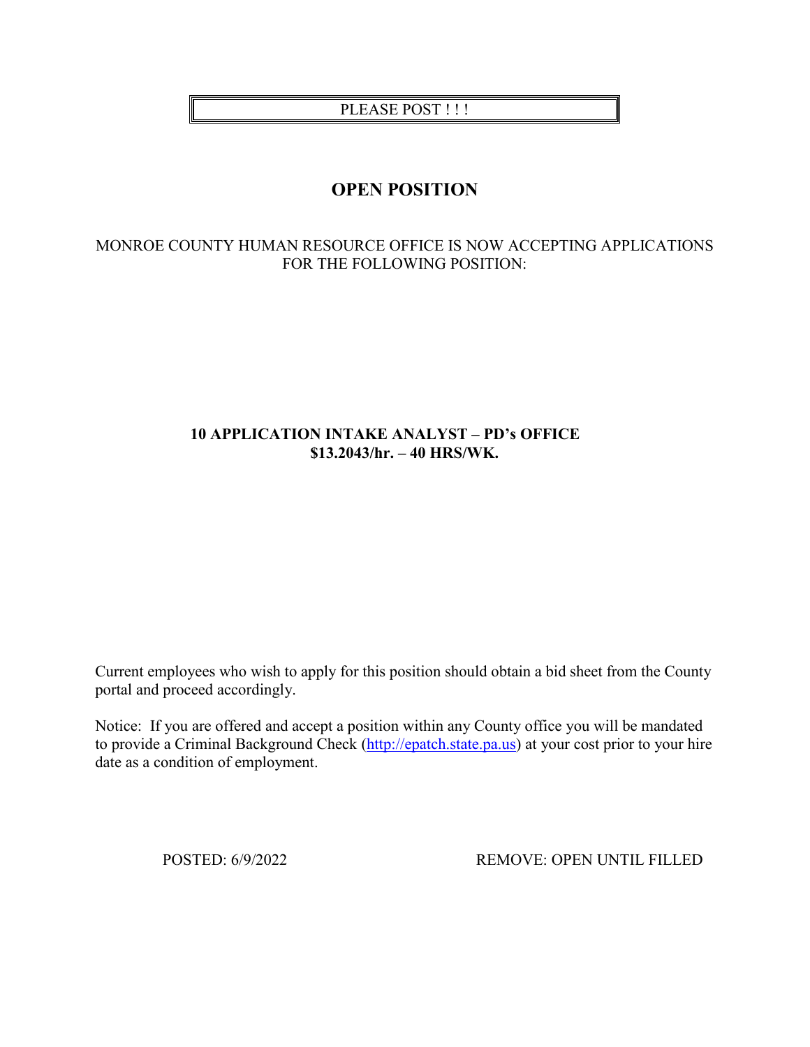PLEASE POST ! ! !

# OPEN POSITION

MONROE COUNTY HUMAN RESOURCE OFFICE IS NOW ACCEPTING APPLICATIONS FOR THE FOLLOWING POSITION:

**10 APPLICATION INTAKE ANALYST – PD's OFFICE**
**$13.2043/hr. – 40 HRS/WK.**

Current employees who wish to apply for this position should obtain a bid sheet from the County portal and proceed accordingly.

Notice: If you are offered and accept a position within any County office you will be mandated to provide a Criminal Background Check (http://epatch.state.pa.us) at your cost prior to your hire date as a condition of employment.

POSTED: 6/9/2022 REMOVE: OPEN UNTIL FILLED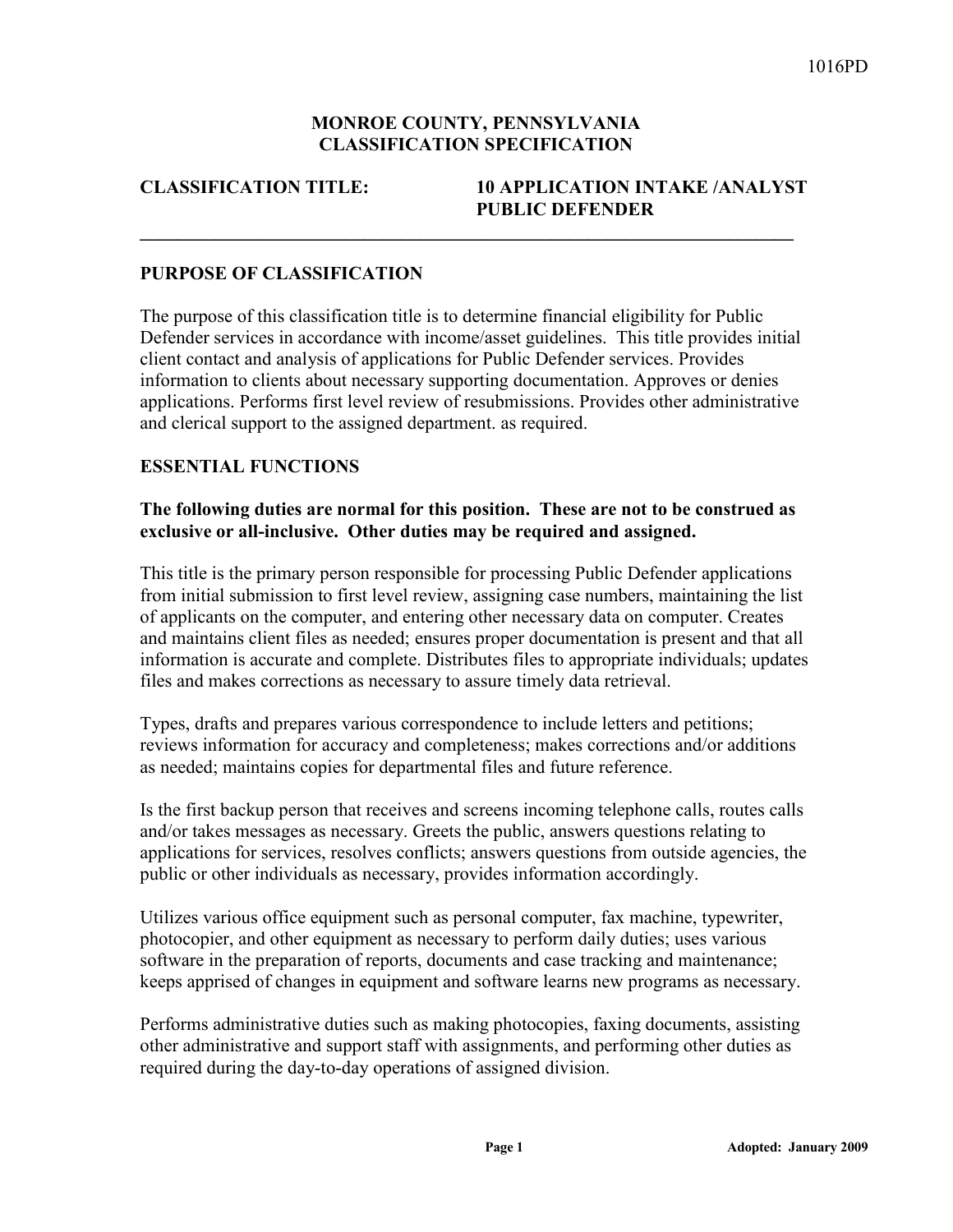**MONROE COUNTY, PENNSYLVANIA**
**CLASSIFICATION SPECIFICATION**

**CLASSIFICATION TITLE: 10 APPLICATION INTAKE /ANALYST PUBLIC DEFENDER**

---

## PURPOSE OF CLASSIFICATION

The purpose of this classification title is to determine financial eligibility for Public Defender services in accordance with income/asset guidelines. This title provides initial client contact and analysis of applications for Public Defender services. Provides information to clients about necessary supporting documentation. Approves or denies applications. Performs first level review of resubmissions. Provides other administrative and clerical support to the assigned department. as required.

## ESSENTIAL FUNCTIONS

**The following duties are normal for this position. These are not to be construed as exclusive or all-inclusive. Other duties may be required and assigned.**

This title is the primary person responsible for processing Public Defender applications from initial submission to first level review, assigning case numbers, maintaining the list of applicants on the computer, and entering other necessary data on computer. Creates and maintains client files as needed; ensures proper documentation is present and that all information is accurate and complete. Distributes files to appropriate individuals; updates files and makes corrections as necessary to assure timely data retrieval.

Types, drafts and prepares various correspondence to include letters and petitions; reviews information for accuracy and completeness; makes corrections and/or additions as needed; maintains copies for departmental files and future reference.

Is the first backup person that receives and screens incoming telephone calls, routes calls and/or takes messages as necessary. Greets the public, answers questions relating to applications for services, resolves conflicts; answers questions from outside agencies, the public or other individuals as necessary, provides information accordingly.

Utilizes various office equipment such as personal computer, fax machine, typewriter, photocopier, and other equipment as necessary to perform daily duties; uses various software in the preparation of reports, documents and case tracking and maintenance; keeps apprised of changes in equipment and software learns new programs as necessary.

Performs administrative duties such as making photocopies, faxing documents, assisting other administrative and support staff with assignments, and performing other duties as required during the day-to-day operations of assigned division.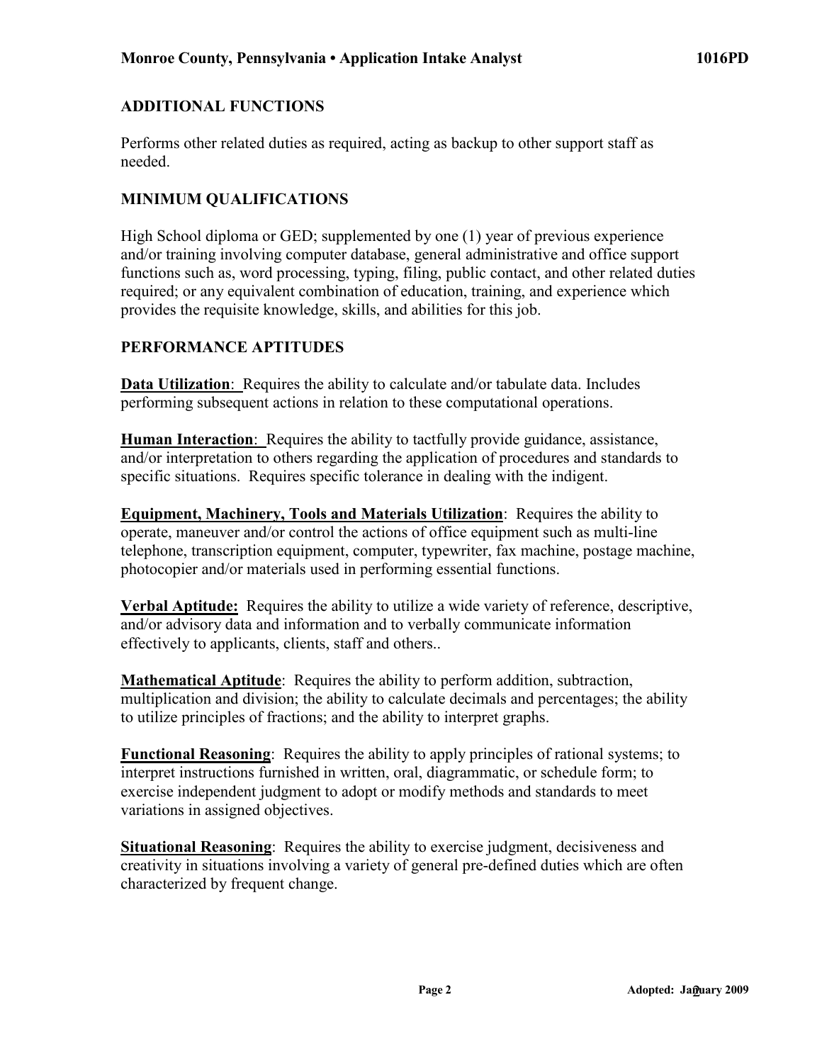## ADDITIONAL FUNCTIONS

Performs other related duties as required, acting as backup to other support staff as needed.

## MINIMUM QUALIFICATIONS

High School diploma or GED; supplemented by one (1) year of previous experience and/or training involving computer database, general administrative and office support functions such as, word processing, typing, filing, public contact, and other related duties required; or any equivalent combination of education, training, and experience which provides the requisite knowledge, skills, and abilities for this job.

## PERFORMANCE APTITUDES

**Data Utilization**: Requires the ability to calculate and/or tabulate data. Includes performing subsequent actions in relation to these computational operations.

**Human Interaction**: Requires the ability to tactfully provide guidance, assistance, and/or interpretation to others regarding the application of procedures and standards to specific situations. Requires specific tolerance in dealing with the indigent.

**Equipment, Machinery, Tools and Materials Utilization**: Requires the ability to operate, maneuver and/or control the actions of office equipment such as multi-line telephone, transcription equipment, computer, typewriter, fax machine, postage machine, photocopier and/or materials used in performing essential functions.

**Verbal Aptitude:** Requires the ability to utilize a wide variety of reference, descriptive, and/or advisory data and information and to verbally communicate information effectively to applicants, clients, staff and others..

**Mathematical Aptitude**: Requires the ability to perform addition, subtraction, multiplication and division; the ability to calculate decimals and percentages; the ability to utilize principles of fractions; and the ability to interpret graphs.

**Functional Reasoning**: Requires the ability to apply principles of rational systems; to interpret instructions furnished in written, oral, diagrammatic, or schedule form; to exercise independent judgment to adopt or modify methods and standards to meet variations in assigned objectives.

**Situational Reasoning**: Requires the ability to exercise judgment, decisiveness and creativity in situations involving a variety of general pre-defined duties which are often characterized by frequent change.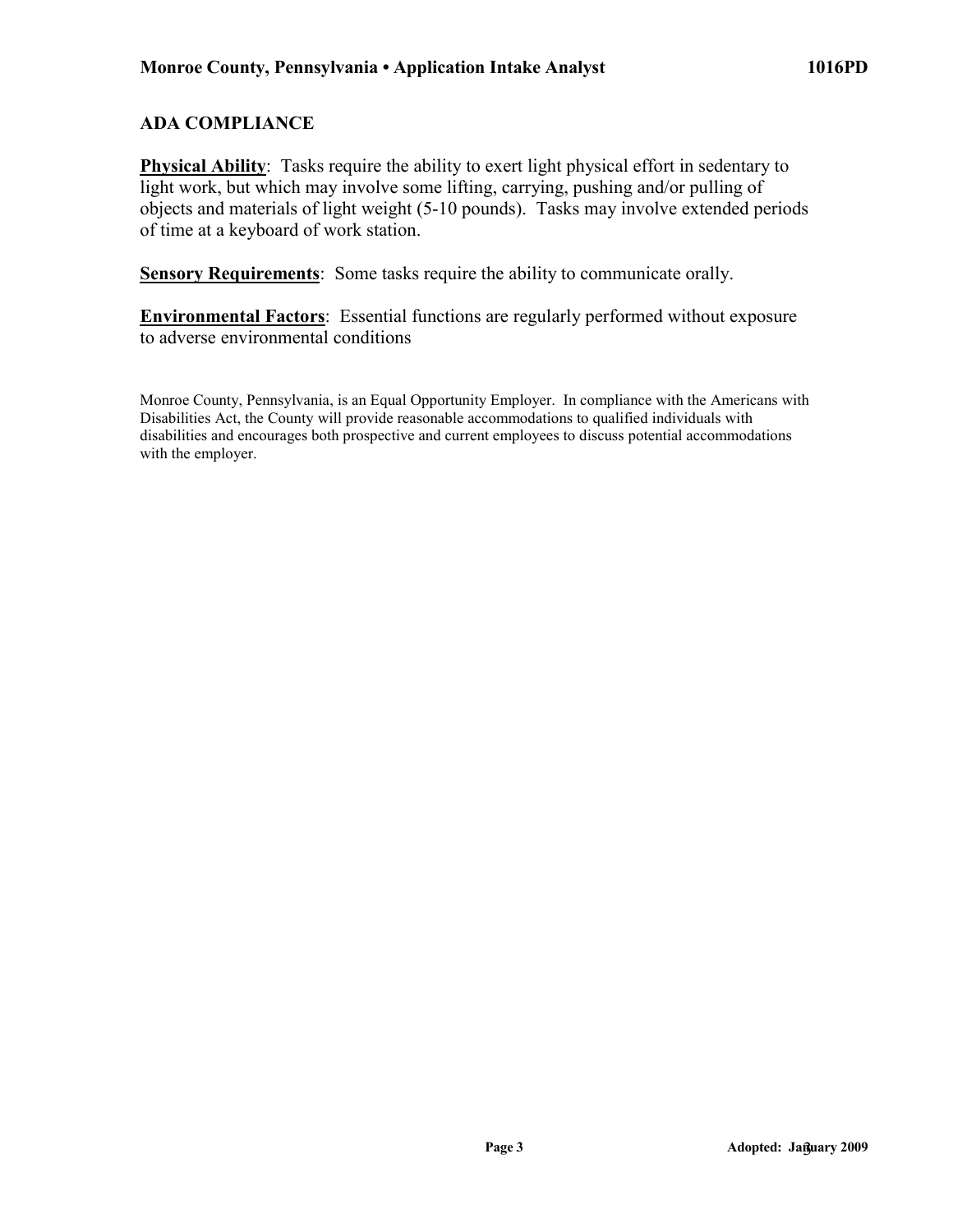## ADA COMPLIANCE

**Physical Ability**: Tasks require the ability to exert light physical effort in sedentary to light work, but which may involve some lifting, carrying, pushing and/or pulling of objects and materials of light weight (5-10 pounds). Tasks may involve extended periods of time at a keyboard of work station.

**Sensory Requirements**: Some tasks require the ability to communicate orally.

**Environmental Factors**: Essential functions are regularly performed without exposure to adverse environmental conditions

Monroe County, Pennsylvania, is an Equal Opportunity Employer. In compliance with the Americans with Disabilities Act, the County will provide reasonable accommodations to qualified individuals with disabilities and encourages both prospective and current employees to discuss potential accommodations with the employer.